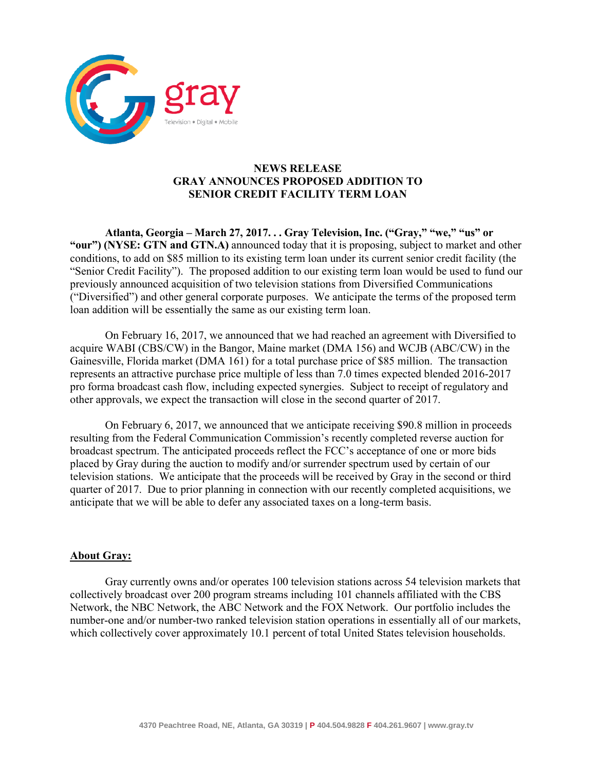# NEWS RELEASE
# GRAY ANNOUNCES PROPOSED ADDITION TO SENIOR CREDIT FACILITY TERM LOAN

**Atlanta, Georgia – March 27, 2017. . . Gray Television, Inc. ("Gray," "we," "us" or "our") (NYSE: GTN and GTN.A)** announced today that it is proposing, subject to market and other conditions, to add on $85 million to its existing term loan under its current senior credit facility (the "Senior Credit Facility"). The proposed addition to our existing term loan would be used to fund our previously announced acquisition of two television stations from Diversified Communications ("Diversified") and other general corporate purposes. We anticipate the terms of the proposed term loan addition will be essentially the same as our existing term loan.

On February 16, 2017, we announced that we had reached an agreement with Diversified to acquire WABI (CBS/CW) in the Bangor, Maine market (DMA 156) and WCJB (ABC/CW) in the Gainesville, Florida market (DMA 161) for a total purchase price of $85 million. The transaction represents an attractive purchase price multiple of less than 7.0 times expected blended 2016-2017 pro forma broadcast cash flow, including expected synergies. Subject to receipt of regulatory and other approvals, we expect the transaction will close in the second quarter of 2017.

On February 6, 2017, we announced that we anticipate receiving $90.8 million in proceeds resulting from the Federal Communication Commission's recently completed reverse auction for broadcast spectrum. The anticipated proceeds reflect the FCC's acceptance of one or more bids placed by Gray during the auction to modify and/or surrender spectrum used by certain of our television stations. We anticipate that the proceeds will be received by Gray in the second or third quarter of 2017. Due to prior planning in connection with our recently completed acquisitions, we anticipate that we will be able to defer any associated taxes on a long-term basis.

## About Gray:

Gray currently owns and/or operates 100 television stations across 54 television markets that collectively broadcast over 200 program streams including 101 channels affiliated with the CBS Network, the NBC Network, the ABC Network and the FOX Network. Our portfolio includes the number-one and/or number-two ranked television station operations in essentially all of our markets, which collectively cover approximately 10.1 percent of total United States television households.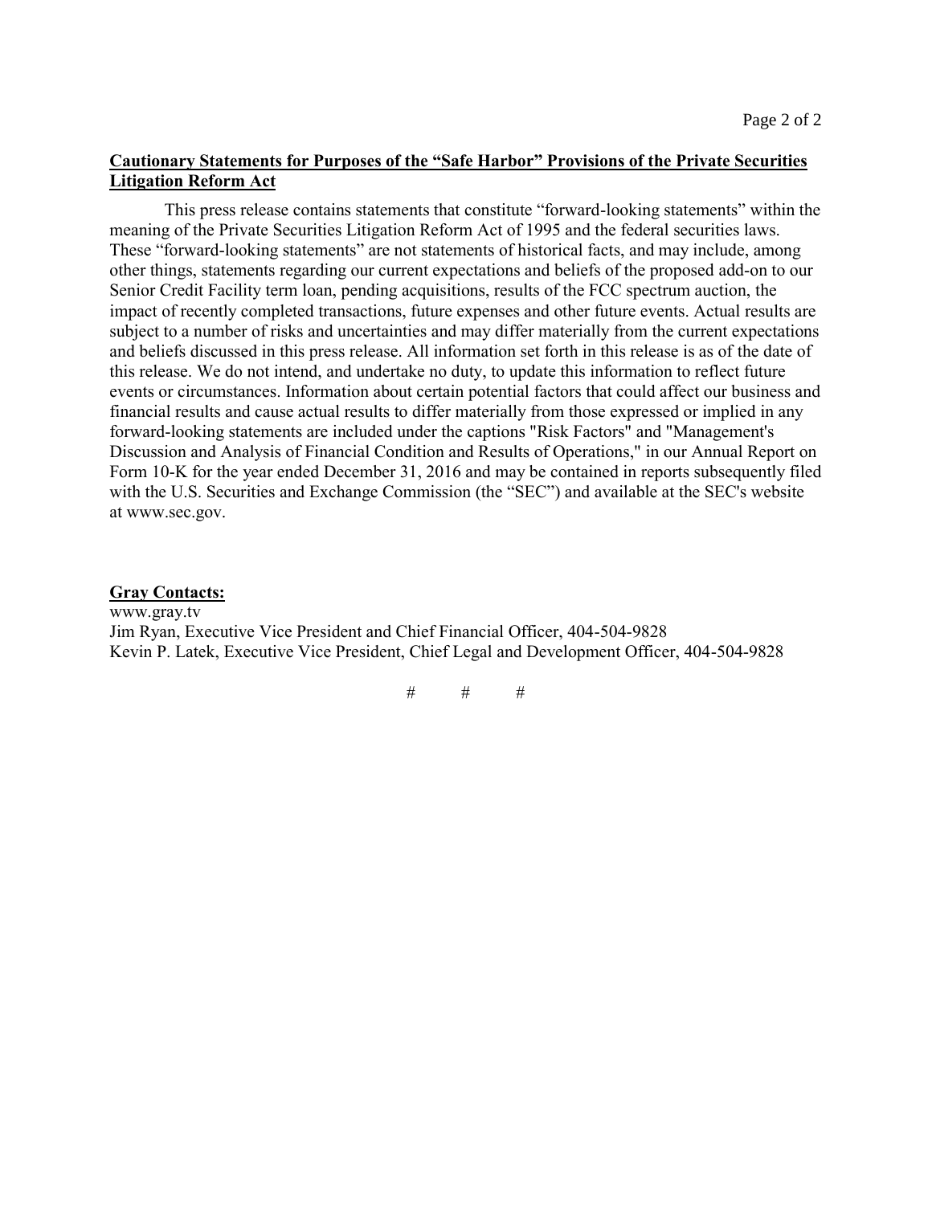**Cautionary Statements for Purposes of the "Safe Harbor" Provisions of the Private Securities Litigation Reform Act**

This press release contains statements that constitute "forward-looking statements" within the meaning of the Private Securities Litigation Reform Act of 1995 and the federal securities laws. These "forward-looking statements" are not statements of historical facts, and may include, among other things, statements regarding our current expectations and beliefs of the proposed add-on to our Senior Credit Facility term loan, pending acquisitions, results of the FCC spectrum auction, the impact of recently completed transactions, future expenses and other future events. Actual results are subject to a number of risks and uncertainties and may differ materially from the current expectations and beliefs discussed in this press release. All information set forth in this release is as of the date of this release. We do not intend, and undertake no duty, to update this information to reflect future events or circumstances. Information about certain potential factors that could affect our business and financial results and cause actual results to differ materially from those expressed or implied in any forward-looking statements are included under the captions "Risk Factors" and "Management's Discussion and Analysis of Financial Condition and Results of Operations," in our Annual Report on Form 10-K for the year ended December 31, 2016 and may be contained in reports subsequently filed with the U.S. Securities and Exchange Commission (the "SEC") and available at the SEC's website at www.sec.gov.

**Gray Contacts:**

www.gray.tv
Jim Ryan, Executive Vice President and Chief Financial Officer, 404-504-9828
Kevin P. Latek, Executive Vice President, Chief Legal and Development Officer, 404-504-9828

# # #